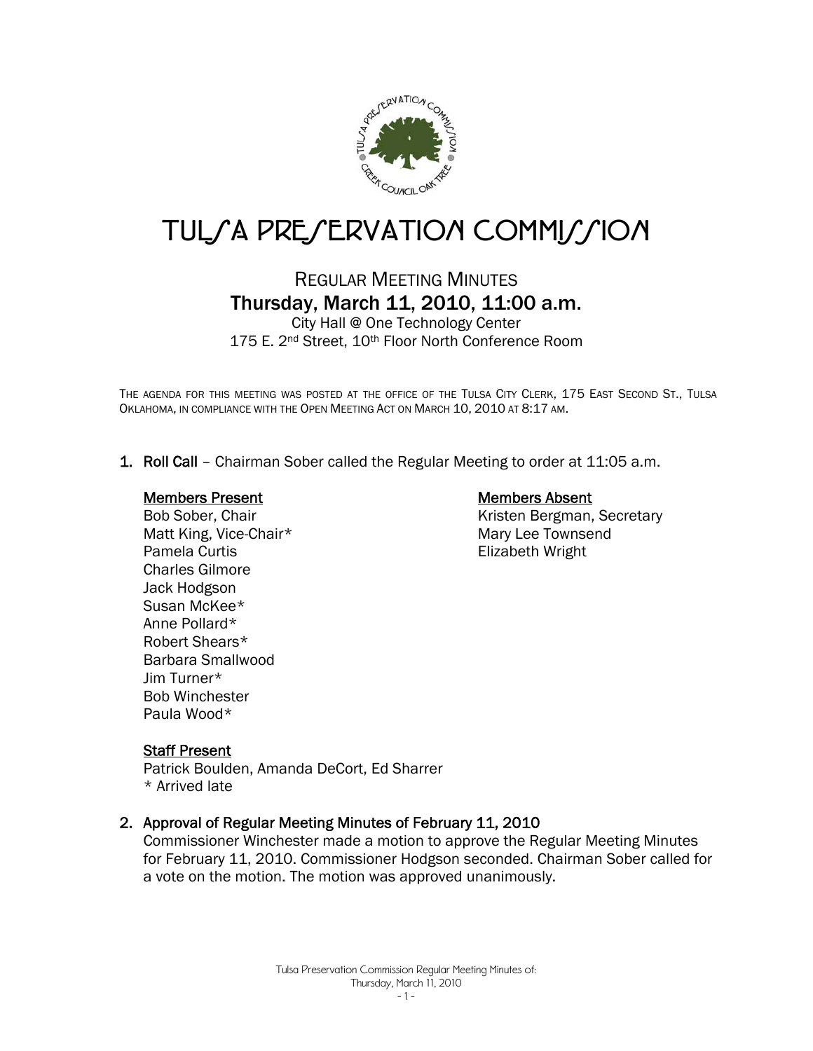# TULSA PRESERVATION COMMISSION

## REGULAR MEETING MINUTES

### Thursday, March 11, 2010, 11:00 a.m.

City Hall @ One Technology Center
175 E. 2nd Street, 10th Floor North Conference Room

THE AGENDA FOR THIS MEETING WAS POSTED AT THE OFFICE OF THE TULSA CITY CLERK, 175 EAST SECOND ST., TULSA OKLAHOMA, IN COMPLIANCE WITH THE OPEN MEETING ACT ON MARCH 10, 2010 AT 8:17 AM.

1. **Roll Call** – Chairman Sober called the Regular Meeting to order at 11:05 a.m.

   **Members Present**
   Bob Sober, Chair
   Matt King, Vice-Chair*
   Pamela Curtis
   Charles Gilmore
   Jack Hodgson
   Susan McKee*
   Anne Pollard*
   Robert Shears*
   Barbara Smallwood
   Jim Turner*
   Bob Winchester
   Paula Wood*

   **Members Absent**
   Kristen Bergman, Secretary
   Mary Lee Townsend
   Elizabeth Wright

   **Staff Present**
   Patrick Boulden, Amanda DeCort, Ed Sharrer
   * Arrived late

2. **Approval of Regular Meeting Minutes of February 11, 2010**
   Commissioner Winchester made a motion to approve the Regular Meeting Minutes for February 11, 2010. Commissioner Hodgson seconded. Chairman Sober called for a vote on the motion. The motion was approved unanimously.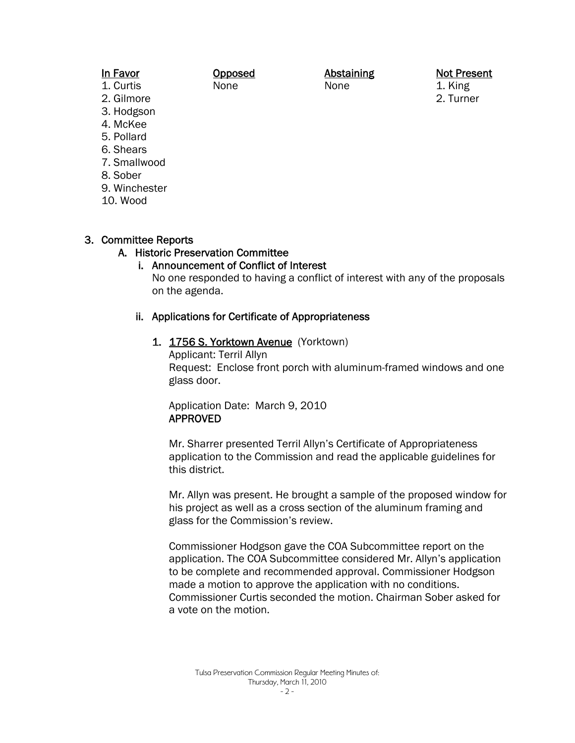| In Favor | Opposed | Abstaining | Not Present |
|---|---|---|---|
| 1. Curtis | None | None | 1. King |
| 2. Gilmore | | | 2. Turner |
| 3. Hodgson | | | |
| 4. McKee | | | |
| 5. Pollard | | | |
| 6. Shears | | | |
| 7. Smallwood | | | |
| 8. Sober | | | |
| 9. Winchester | | | |
| 10. Wood | | | |

3. **Committee Reports**

   A. **Historic Preservation Committee**

      i. **Announcement of Conflict of Interest**

      No one responded to having a conflict of interest with any of the proposals on the agenda.

      ii. **Applications for Certificate of Appropriateness**

         1. **1756 S. Yorktown Avenue** (Yorktown)
         Applicant: Terril Allyn
         Request: Enclose front porch with aluminum-framed windows and one glass door.

         Application Date: March 9, 2010
         **APPROVED**

         Mr. Sharrer presented Terril Allyn's Certificate of Appropriateness application to the Commission and read the applicable guidelines for this district.

         Mr. Allyn was present. He brought a sample of the proposed window for his project as well as a cross section of the aluminum framing and glass for the Commission's review.

         Commissioner Hodgson gave the COA Subcommittee report on the application. The COA Subcommittee considered Mr. Allyn's application to be complete and recommended approval. Commissioner Hodgson made a motion to approve the application with no conditions. Commissioner Curtis seconded the motion. Chairman Sober asked for a vote on the motion.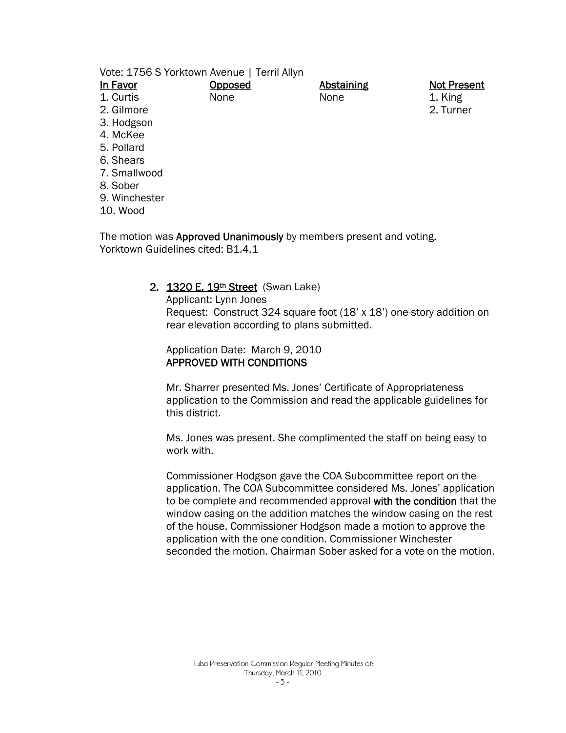Vote: 1756 S Yorktown Avenue | Terril Allyn

| In Favor | Opposed | Abstaining | Not Present |
|---|---|---|---|
| 1. Curtis | None | None | 1. King |
| 2. Gilmore | | | 2. Turner |
| 3. Hodgson | | | |
| 4. McKee | | | |
| 5. Pollard | | | |
| 6. Shears | | | |
| 7. Smallwood | | | |
| 8. Sober | | | |
| 9. Winchester | | | |
| 10. Wood | | | |

The motion was **Approved Unanimously** by members present and voting.
Yorktown Guidelines cited: B1.4.1

2. **1320 E. 19th Street** (Swan Lake)
   Applicant: Lynn Jones
   Request: Construct 324 square foot (18' x 18') one-story addition on rear elevation according to plans submitted.

   Application Date: March 9, 2010
   **APPROVED WITH CONDITIONS**

   Mr. Sharrer presented Ms. Jones' Certificate of Appropriateness application to the Commission and read the applicable guidelines for this district.

   Ms. Jones was present. She complimented the staff on being easy to work with.

   Commissioner Hodgson gave the COA Subcommittee report on the application. The COA Subcommittee considered Ms. Jones' application to be complete and recommended approval **with the condition** that the window casing on the addition matches the window casing on the rest of the house. Commissioner Hodgson made a motion to approve the application with the one condition. Commissioner Winchester seconded the motion. Chairman Sober asked for a vote on the motion.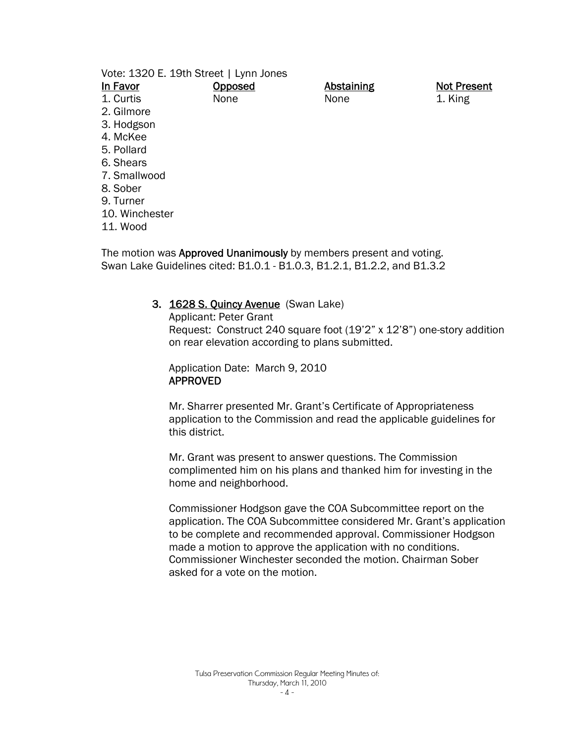Vote: 1320 E. 19th Street | Lynn Jones

| In Favor | Opposed | Abstaining | Not Present |
| --- | --- | --- | --- |
| 1. Curtis | None | None | 1. King |
| 2. Gilmore | | | |
| 3. Hodgson | | | |
| 4. McKee | | | |
| 5. Pollard | | | |
| 6. Shears | | | |
| 7. Smallwood | | | |
| 8. Sober | | | |
| 9. Turner | | | |
| 10. Winchester | | | |
| 11. Wood | | | |

The motion was **Approved Unanimously** by members present and voting.
Swan Lake Guidelines cited: B1.0.1 - B1.0.3, B1.2.1, B1.2.2, and B1.3.2

3. **1628 S. Quincy Avenue** (Swan Lake)
   Applicant: Peter Grant
   Request: Construct 240 square foot (19'2" x 12'8") one-story addition on rear elevation according to plans submitted.

   Application Date: March 9, 2010
   **APPROVED**

   Mr. Sharrer presented Mr. Grant's Certificate of Appropriateness application to the Commission and read the applicable guidelines for this district.

   Mr. Grant was present to answer questions. The Commission complimented him on his plans and thanked him for investing in the home and neighborhood.

   Commissioner Hodgson gave the COA Subcommittee report on the application. The COA Subcommittee considered Mr. Grant's application to be complete and recommended approval. Commissioner Hodgson made a motion to approve the application with no conditions. Commissioner Winchester seconded the motion. Chairman Sober asked for a vote on the motion.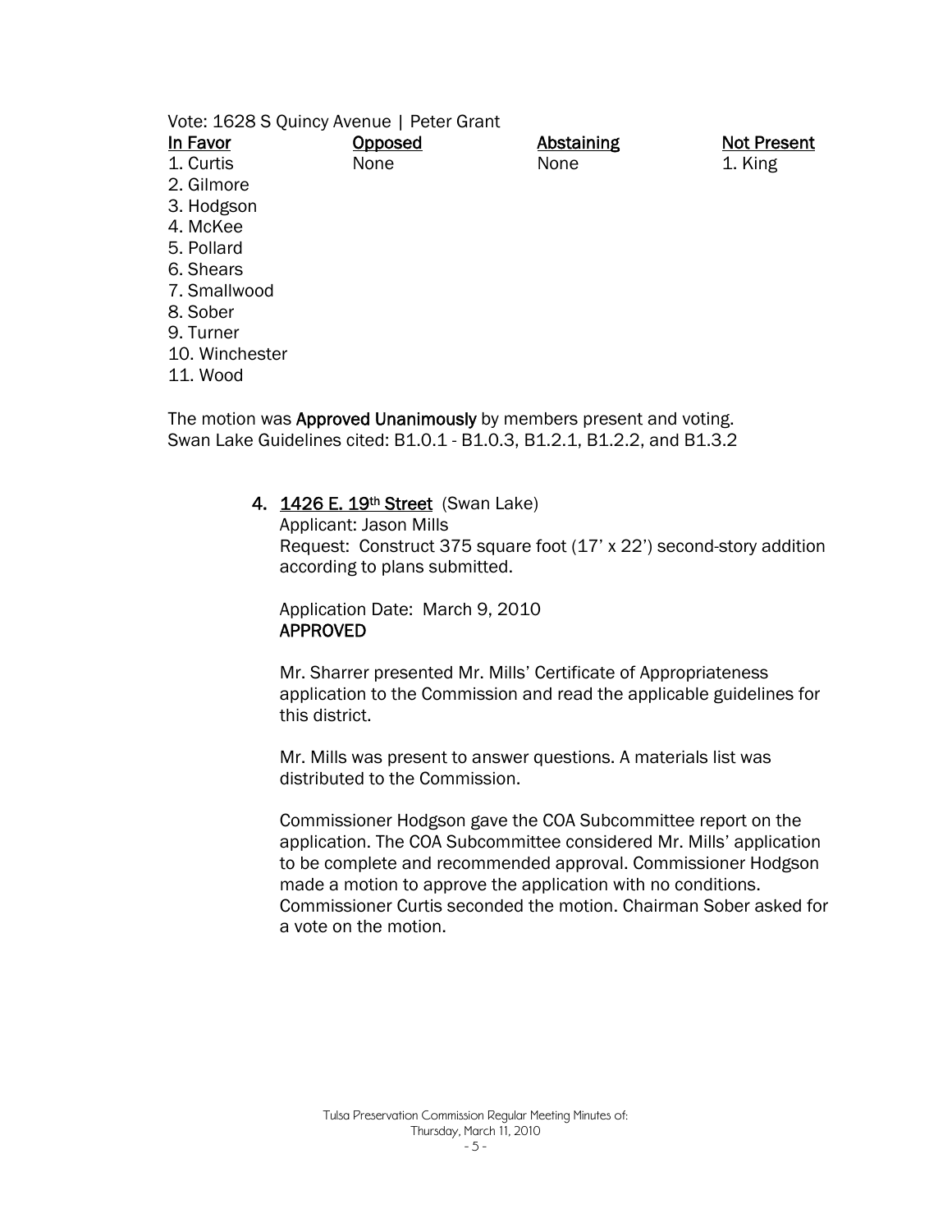Vote: 1628 S Quincy Avenue | Peter Grant

| In Favor | Opposed | Abstaining | Not Present |
| --- | --- | --- | --- |
| 1. Curtis | None | None | 1. King |
| 2. Gilmore | | | |
| 3. Hodgson | | | |
| 4. McKee | | | |
| 5. Pollard | | | |
| 6. Shears | | | |
| 7. Smallwood | | | |
| 8. Sober | | | |
| 9. Turner | | | |
| 10. Winchester | | | |
| 11. Wood | | | |

The motion was **Approved Unanimously** by members present and voting.
Swan Lake Guidelines cited: B1.0.1 - B1.0.3, B1.2.1, B1.2.2, and B1.3.2

4. **1426 E. 19th Street** (Swan Lake)
   Applicant: Jason Mills
   Request: Construct 375 square foot (17' x 22') second-story addition according to plans submitted.

   Application Date: March 9, 2010
   **APPROVED**

   Mr. Sharrer presented Mr. Mills' Certificate of Appropriateness application to the Commission and read the applicable guidelines for this district.

   Mr. Mills was present to answer questions. A materials list was distributed to the Commission.

   Commissioner Hodgson gave the COA Subcommittee report on the application. The COA Subcommittee considered Mr. Mills' application to be complete and recommended approval. Commissioner Hodgson made a motion to approve the application with no conditions. Commissioner Curtis seconded the motion. Chairman Sober asked for a vote on the motion.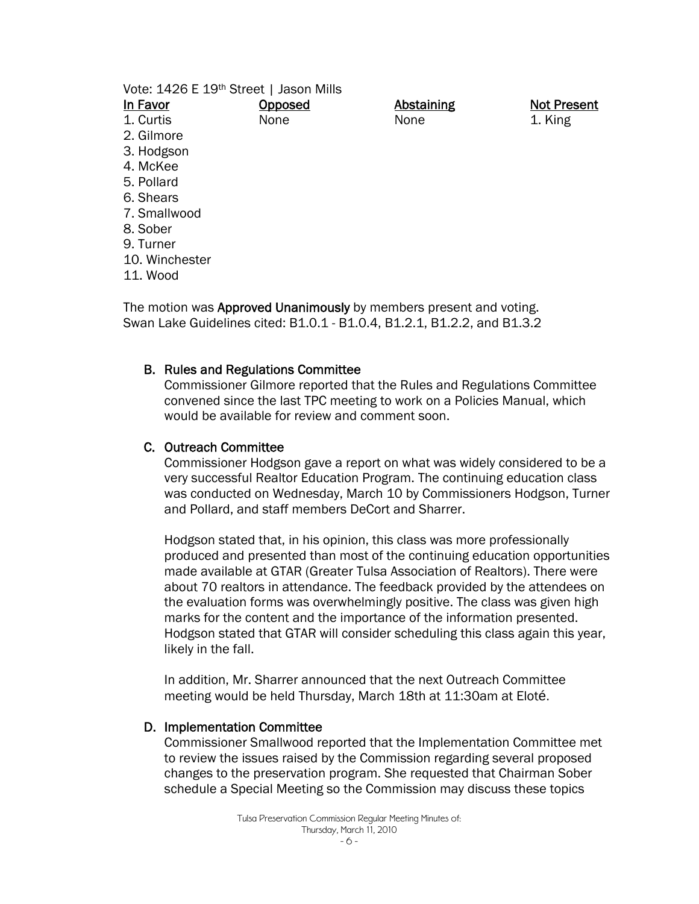Vote: 1426 E 19th Street | Jason Mills

| In Favor | Opposed | Abstaining | Not Present |
| --- | --- | --- | --- |
| 1. Curtis | None | None | 1. King |
| 2. Gilmore | | | |
| 3. Hodgson | | | |
| 4. McKee | | | |
| 5. Pollard | | | |
| 6. Shears | | | |
| 7. Smallwood | | | |
| 8. Sober | | | |
| 9. Turner | | | |
| 10. Winchester | | | |
| 11. Wood | | | |

The motion was **Approved Unanimously** by members present and voting.
Swan Lake Guidelines cited: B1.0.1 - B1.0.4, B1.2.1, B1.2.2, and B1.3.2

### B. Rules and Regulations Committee

Commissioner Gilmore reported that the Rules and Regulations Committee convened since the last TPC meeting to work on a Policies Manual, which would be available for review and comment soon.

### C. Outreach Committee

Commissioner Hodgson gave a report on what was widely considered to be a very successful Realtor Education Program. The continuing education class was conducted on Wednesday, March 10 by Commissioners Hodgson, Turner and Pollard, and staff members DeCort and Sharrer.

Hodgson stated that, in his opinion, this class was more professionally produced and presented than most of the continuing education opportunities made available at GTAR (Greater Tulsa Association of Realtors). There were about 70 realtors in attendance. The feedback provided by the attendees on the evaluation forms was overwhelmingly positive. The class was given high marks for the content and the importance of the information presented. Hodgson stated that GTAR will consider scheduling this class again this year, likely in the fall.

In addition, Mr. Sharrer announced that the next Outreach Committee meeting would be held Thursday, March 18th at 11:30am at Eloté.

### D. Implementation Committee

Commissioner Smallwood reported that the Implementation Committee met to review the issues raised by the Commission regarding several proposed changes to the preservation program. She requested that Chairman Sober schedule a Special Meeting so the Commission may discuss these topics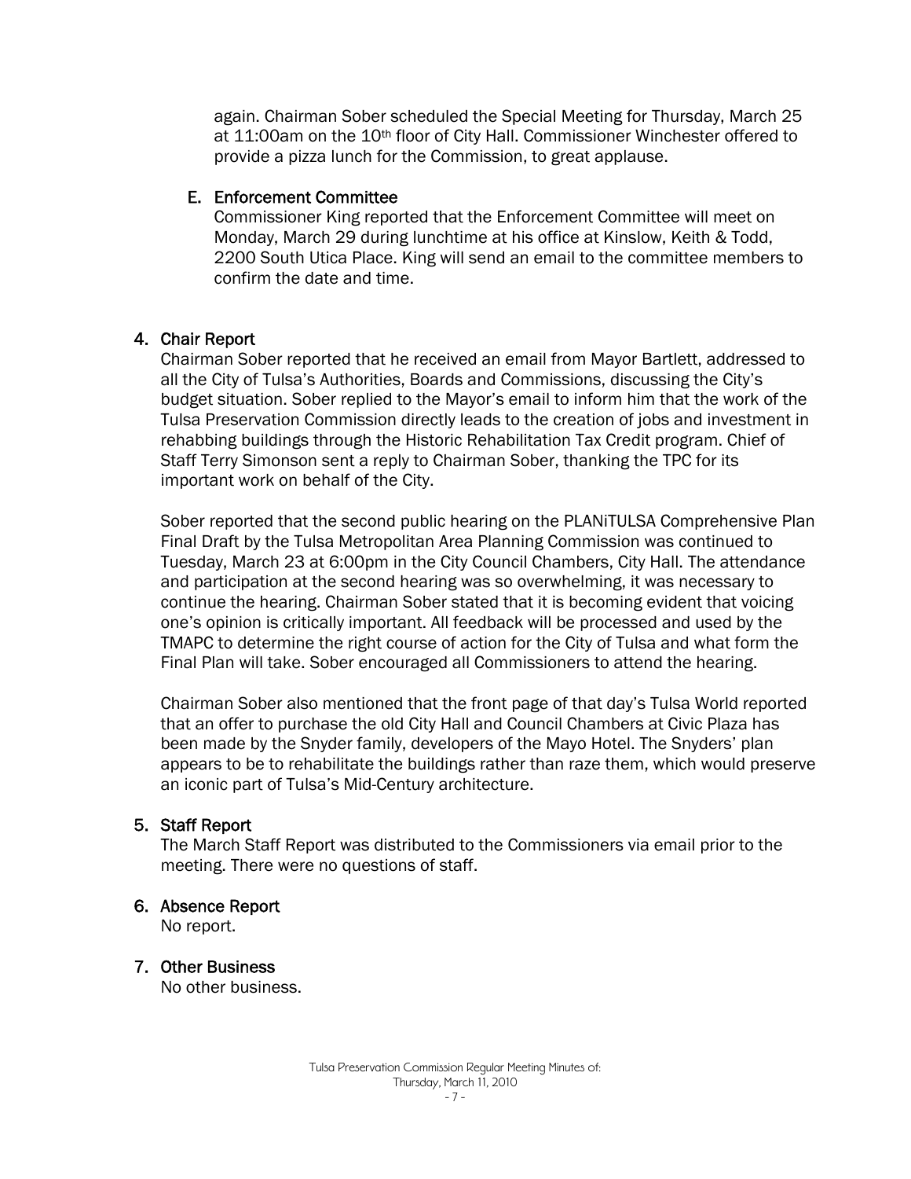again. Chairman Sober scheduled the Special Meeting for Thursday, March 25 at 11:00am on the 10th floor of City Hall. Commissioner Winchester offered to provide a pizza lunch for the Commission, to great applause.

E. **Enforcement Committee**

Commissioner King reported that the Enforcement Committee will meet on Monday, March 29 during lunchtime at his office at Kinslow, Keith & Todd, 2200 South Utica Place. King will send an email to the committee members to confirm the date and time.

## 4. Chair Report

Chairman Sober reported that he received an email from Mayor Bartlett, addressed to all the City of Tulsa's Authorities, Boards and Commissions, discussing the City's budget situation. Sober replied to the Mayor's email to inform him that the work of the Tulsa Preservation Commission directly leads to the creation of jobs and investment in rehabbing buildings through the Historic Rehabilitation Tax Credit program. Chief of Staff Terry Simonson sent a reply to Chairman Sober, thanking the TPC for its important work on behalf of the City.

Sober reported that the second public hearing on the PLANiTULSA Comprehensive Plan Final Draft by the Tulsa Metropolitan Area Planning Commission was continued to Tuesday, March 23 at 6:00pm in the City Council Chambers, City Hall. The attendance and participation at the second hearing was so overwhelming, it was necessary to continue the hearing. Chairman Sober stated that it is becoming evident that voicing one's opinion is critically important. All feedback will be processed and used by the TMAPC to determine the right course of action for the City of Tulsa and what form the Final Plan will take. Sober encouraged all Commissioners to attend the hearing.

Chairman Sober also mentioned that the front page of that day's Tulsa World reported that an offer to purchase the old City Hall and Council Chambers at Civic Plaza has been made by the Snyder family, developers of the Mayo Hotel. The Snyders' plan appears to be to rehabilitate the buildings rather than raze them, which would preserve an iconic part of Tulsa's Mid-Century architecture.

## 5. Staff Report

The March Staff Report was distributed to the Commissioners via email prior to the meeting. There were no questions of staff.

## 6. Absence Report

No report.

## 7. Other Business

No other business.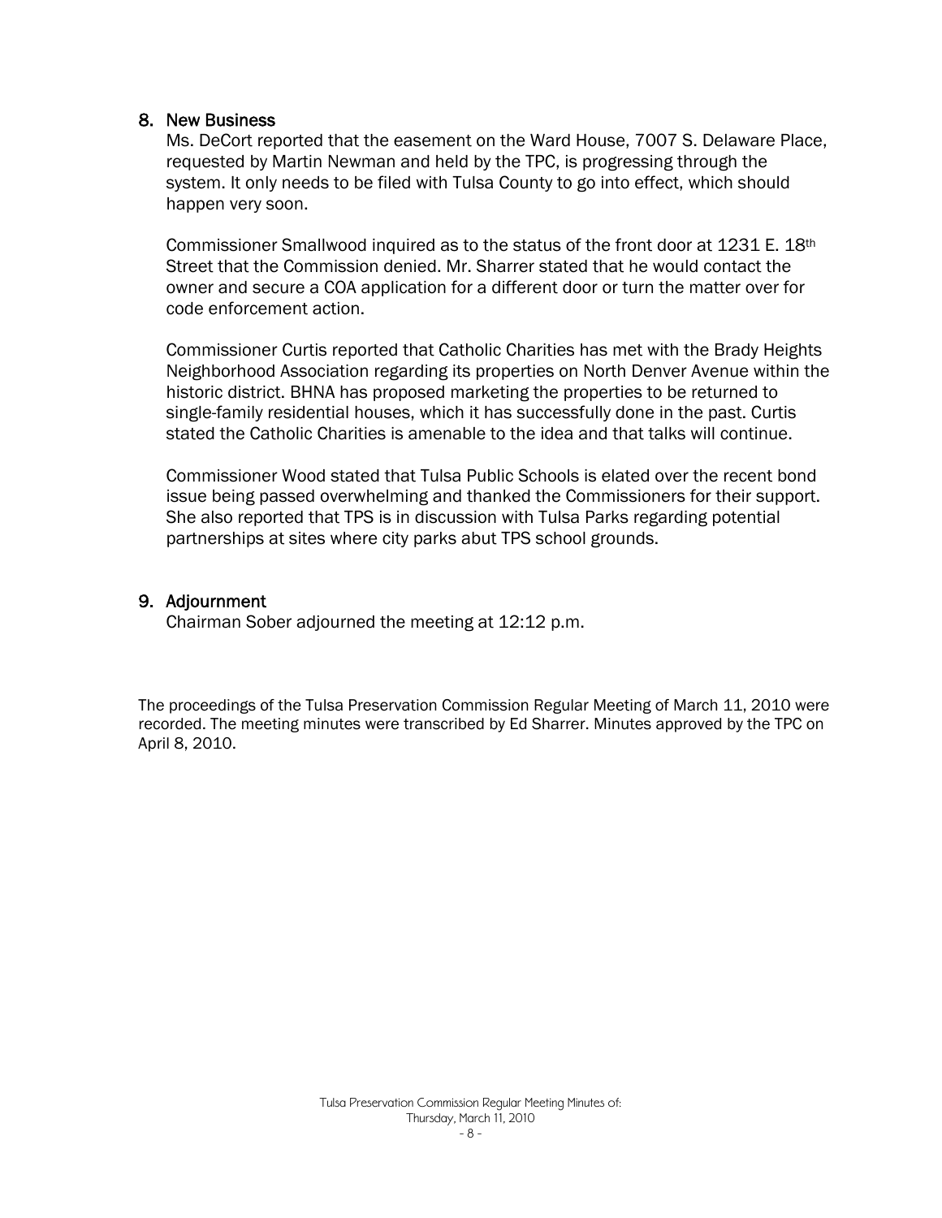## 8. New Business

Ms. DeCort reported that the easement on the Ward House, 7007 S. Delaware Place, requested by Martin Newman and held by the TPC, is progressing through the system. It only needs to be filed with Tulsa County to go into effect, which should happen very soon.

Commissioner Smallwood inquired as to the status of the front door at 1231 E. 18th Street that the Commission denied. Mr. Sharrer stated that he would contact the owner and secure a COA application for a different door or turn the matter over for code enforcement action.

Commissioner Curtis reported that Catholic Charities has met with the Brady Heights Neighborhood Association regarding its properties on North Denver Avenue within the historic district. BHNA has proposed marketing the properties to be returned to single-family residential houses, which it has successfully done in the past. Curtis stated the Catholic Charities is amenable to the idea and that talks will continue.

Commissioner Wood stated that Tulsa Public Schools is elated over the recent bond issue being passed overwhelming and thanked the Commissioners for their support. She also reported that TPS is in discussion with Tulsa Parks regarding potential partnerships at sites where city parks abut TPS school grounds.

## 9. Adjournment

Chairman Sober adjourned the meeting at 12:12 p.m.

The proceedings of the Tulsa Preservation Commission Regular Meeting of March 11, 2010 were recorded. The meeting minutes were transcribed by Ed Sharrer. Minutes approved by the TPC on April 8, 2010.